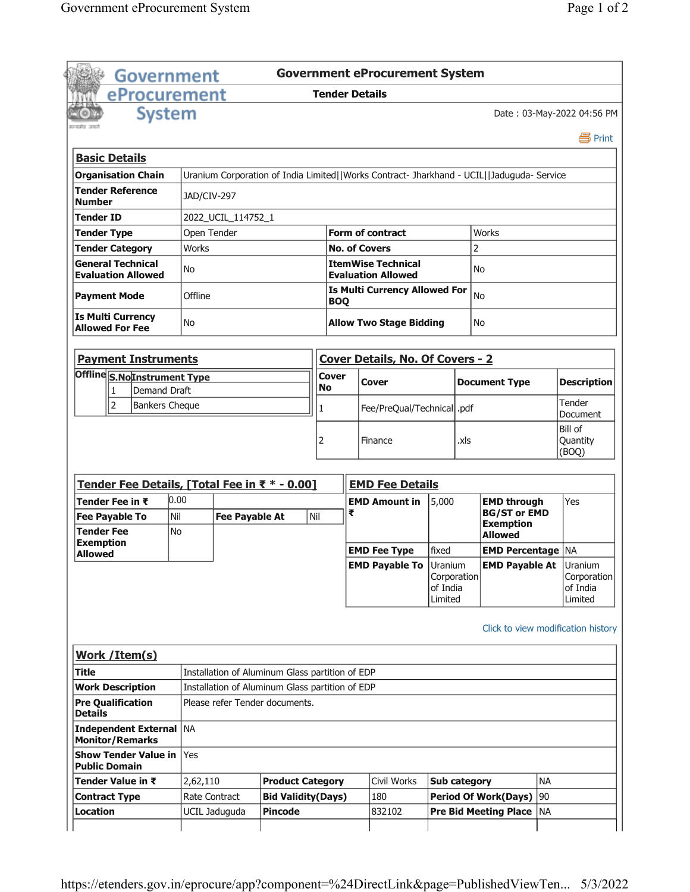# Government eProcurement System

## Tender Details

Date : 03-May-2022 04:56 PM

Print

## Basic Details

| | | | |
|---|---|---|---|
| **Organisation Chain** | Uranium Corporation of India Limited\|\|Works Contract- Jharkhand - UCIL\|\|Jaduguda- Service | | |
| **Tender Reference Number** | JAD/CIV-297 | | |
| **Tender ID** | 2022_UCIL_114752_1 | | |
| **Tender Type** | Open Tender | **Form of contract** | Works |
| **Tender Category** | Works | **No. of Covers** | 2 |
| **General Technical Evaluation Allowed** | No | **ItemWise Technical Evaluation Allowed** | No |
| **Payment Mode** | Offline | **Is Multi Currency Allowed For BOQ** | No |
| **Is Multi Currency Allowed For Fee** | No | **Allow Two Stage Bidding** | No |

## Payment Instruments

| | S.No | Instrument Type |
|---|---|---|
| **Offline** | 1 | Demand Draft |
| | 2 | Bankers Cheque |

## Cover Details, No. Of Covers - 2

| Cover No | Cover | Document Type | Description |
|---|---|---|---|
| 1 | Fee/PreQual/Technical | .pdf | Tender Document |
| 2 | Finance | .xls | Bill of Quantity (BOQ) |

## Tender Fee Details, [Total Fee in ₹ * - 0.00]

| | | | |
|---|---|---|---|
| **Tender Fee in ₹** | 0.00 | | |
| **Fee Payable To** | Nil | **Fee Payable At** | Nil |
| **Tender Fee Exemption Allowed** | No | | |

## EMD Fee Details

| | | | |
|---|---|---|---|
| **EMD Amount in ₹** | 5,000 | **EMD through BG/ST or EMD Exemption Allowed** | Yes |
| **EMD Fee Type** | fixed | **EMD Percentage** | NA |
| **EMD Payable To** | Uranium Corporation of India Limited | **EMD Payable At** | Uranium Corporation of India Limited |

Click to view modification history

## Work /Item(s)

| | | | | | |
|---|---|---|---|---|---|
| **Title** | Installation of Aluminum Glass partition of EDP | | | | |
| **Work Description** | Installation of Aluminum Glass partition of EDP | | | | |
| **Pre Qualification Details** | Please refer Tender documents. | | | | |
| **Independent External Monitor/Remarks** | NA | | | | |
| **Show Tender Value in Public Domain** | Yes | | | | |
| **Tender Value in ₹** | 2,62,110 | **Product Category** | Civil Works | **Sub category** | NA |
| **Contract Type** | Rate Contract | **Bid Validity(Days)** | 180 | **Period Of Work(Days)** | 90 |
| **Location** | UCIL Jaduguda | **Pincode** | 832102 | **Pre Bid Meeting Place** | NA |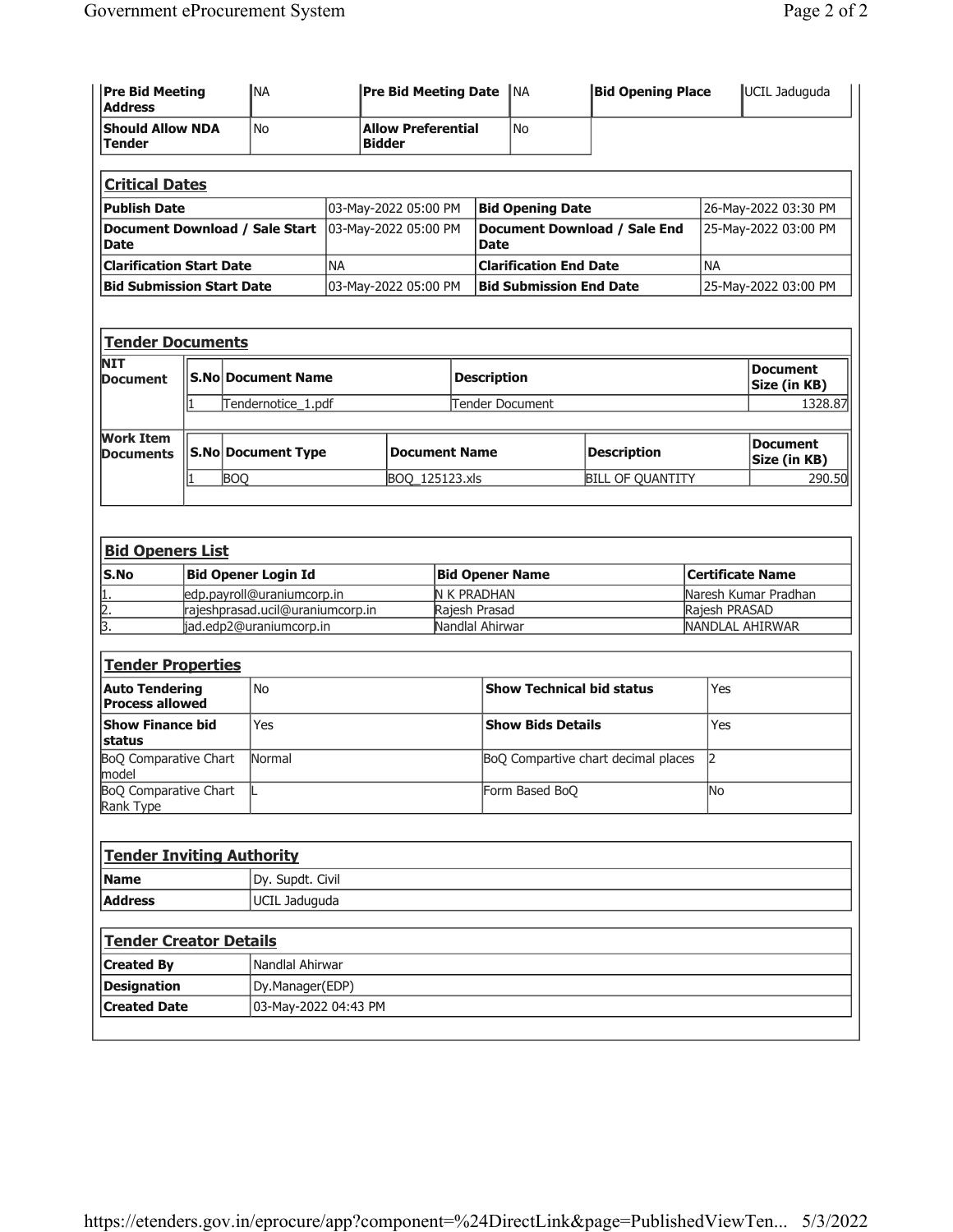| | | | | | |
|---|---|---|---|---|---|
| **Pre Bid Meeting Address** | NA | **Pre Bid Meeting Date** | NA | **Bid Opening Place** | UCIL Jaduguda |
| **Should Allow NDA Tender** | No | **Allow Preferential Bidder** | No | | |

## Critical Dates

| | | | |
|---|---|---|---|
| **Publish Date** | 03-May-2022 05:00 PM | **Bid Opening Date** | 26-May-2022 03:30 PM |
| **Document Download / Sale Start Date** | 03-May-2022 05:00 PM | **Document Download / Sale End Date** | 25-May-2022 03:00 PM |
| **Clarification Start Date** | NA | **Clarification End Date** | NA |
| **Bid Submission Start Date** | 03-May-2022 05:00 PM | **Bid Submission End Date** | 25-May-2022 03:00 PM |

## Tender Documents

**NIT Document**

| S.No | Document Name | Description | Document Size (in KB) |
|---|---|---|---|
| 1 | Tendernotice_1.pdf | Tender Document | 1328.87 |

**Work Item Documents**

| S.No | Document Type | Document Name | Description | Document Size (in KB) |
|---|---|---|---|---|
| 1 | BOQ | BOQ_125123.xls | BILL OF QUANTITY | 290.50 |

## Bid Openers List

| S.No | Bid Opener Login Id | Bid Opener Name | Certificate Name |
|---|---|---|---|
| 1. | edp.payroll@uraniumcorp.in | N K PRADHAN | Naresh Kumar Pradhan |
| 2. | rajeshprasad.ucil@uraniumcorp.in | Rajesh Prasad | Rajesh PRASAD |
| 3. | jad.edp2@uraniumcorp.in | Nandlal Ahirwar | NANDLAL AHIRWAR |

## Tender Properties

| | | | |
|---|---|---|---|
| **Auto Tendering Process allowed** | No | **Show Technical bid status** | Yes |
| **Show Finance bid status** | Yes | **Show Bids Details** | Yes |
| BoQ Comparative Chart model | Normal | BoQ Compartive chart decimal places | 2 |
| BoQ Comparative Chart Rank Type | L | Form Based BoQ | No |

## Tender Inviting Authority

| | |
|---|---|
| **Name** | Dy. Supdt. Civil |
| **Address** | UCIL Jaduguda |

## Tender Creator Details

| | |
|---|---|
| **Created By** | Nandlal Ahirwar |
| **Designation** | Dy.Manager(EDP) |
| **Created Date** | 03-May-2022 04:43 PM |